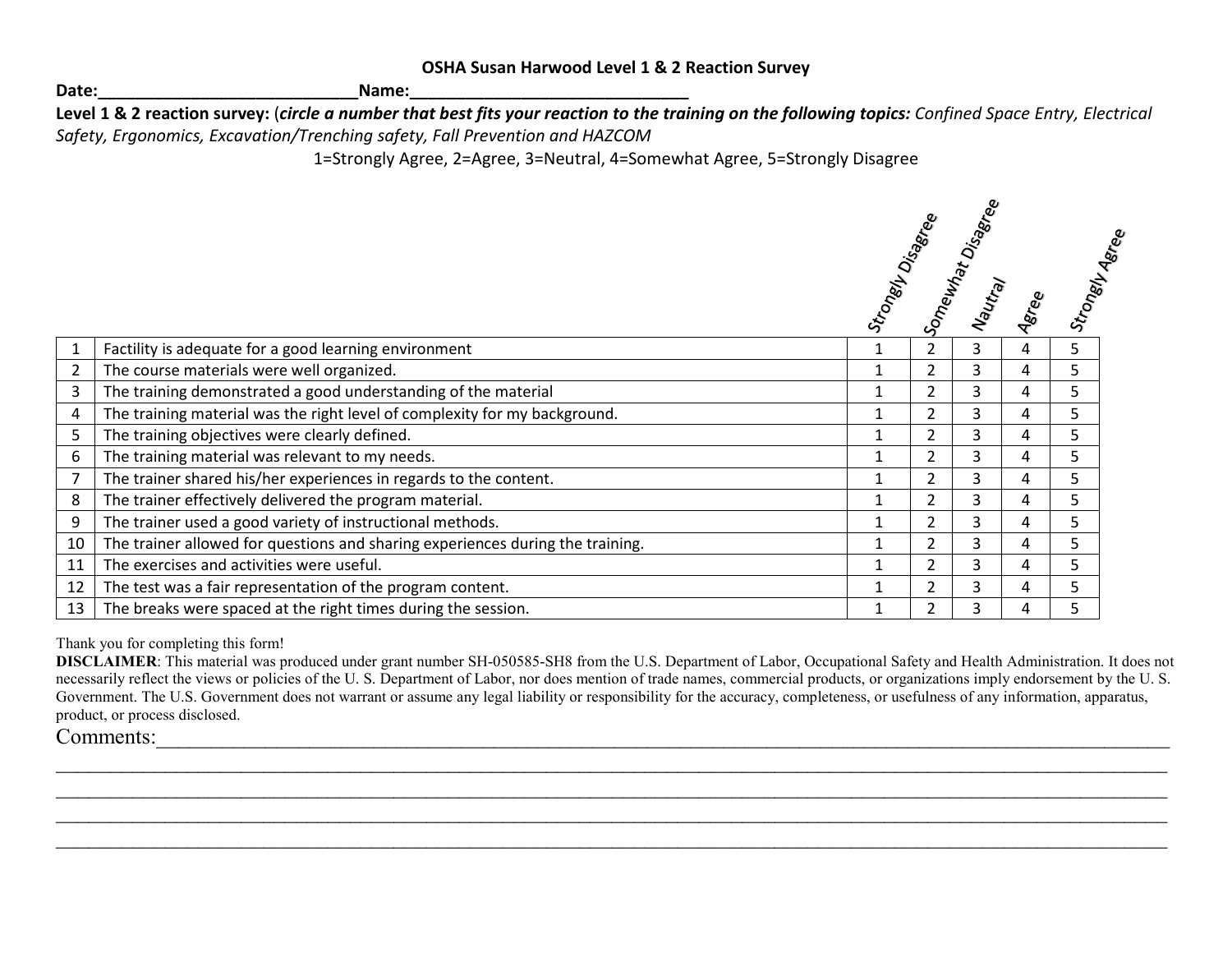# OSHA Susan Harwood Level 1 & 2 Reaction Survey

**Date:_____________________________Name:______________________________**

**Level 1 & 2 reaction survey:** (***circle a number that best fits your reaction to the training on the following topics:*** *Confined Space Entry, Electrical Safety, Ergonomics, Excavation/Trenching safety, Fall Prevention and HAZCOM*

1=Strongly Agree, 2=Agree, 3=Neutral, 4=Somewhat Agree, 5=Strongly Disagree

| | | Strongly Disagree | Somewhat Disagree | Nautral | Agree | Strongly Agree |
|---|---|---|---|---|---|---|
| 1 | Factility is adequate for a good learning environment | 1 | 2 | 3 | 4 | 5 |
| 2 | The course materials were well organized. | 1 | 2 | 3 | 4 | 5 |
| 3 | The training demonstrated a good understanding of the material | 1 | 2 | 3 | 4 | 5 |
| 4 | The training material was the right level of complexity for my background. | 1 | 2 | 3 | 4 | 5 |
| 5 | The training objectives were clearly defined. | 1 | 2 | 3 | 4 | 5 |
| 6 | The training material was relevant to my needs. | 1 | 2 | 3 | 4 | 5 |
| 7 | The trainer shared his/her experiences in regards to the content. | 1 | 2 | 3 | 4 | 5 |
| 8 | The trainer effectively delivered the program material. | 1 | 2 | 3 | 4 | 5 |
| 9 | The trainer used a good variety of instructional methods. | 1 | 2 | 3 | 4 | 5 |
| 10 | The trainer allowed for questions and sharing experiences during the training. | 1 | 2 | 3 | 4 | 5 |
| 11 | The exercises and activities were useful. | 1 | 2 | 3 | 4 | 5 |
| 12 | The test was a fair representation of the program content. | 1 | 2 | 3 | 4 | 5 |
| 13 | The breaks were spaced at the right times during the session. | 1 | 2 | 3 | 4 | 5 |

Thank you for completing this form!

**DISCLAIMER**: This material was produced under grant number SH-050585-SH8 from the U.S. Department of Labor, Occupational Safety and Health Administration. It does not necessarily reflect the views or policies of the U. S. Department of Labor, nor does mention of trade names, commercial products, or organizations imply endorsement by the U. S. Government. The U.S. Government does not warrant or assume any legal liability or responsibility for the accuracy, completeness, or usefulness of any information, apparatus, product, or process disclosed.

Comments:___________________________________________________________________________________________

_____________________________________________________________________________________________________

_____________________________________________________________________________________________________

_____________________________________________________________________________________________________

_____________________________________________________________________________________________________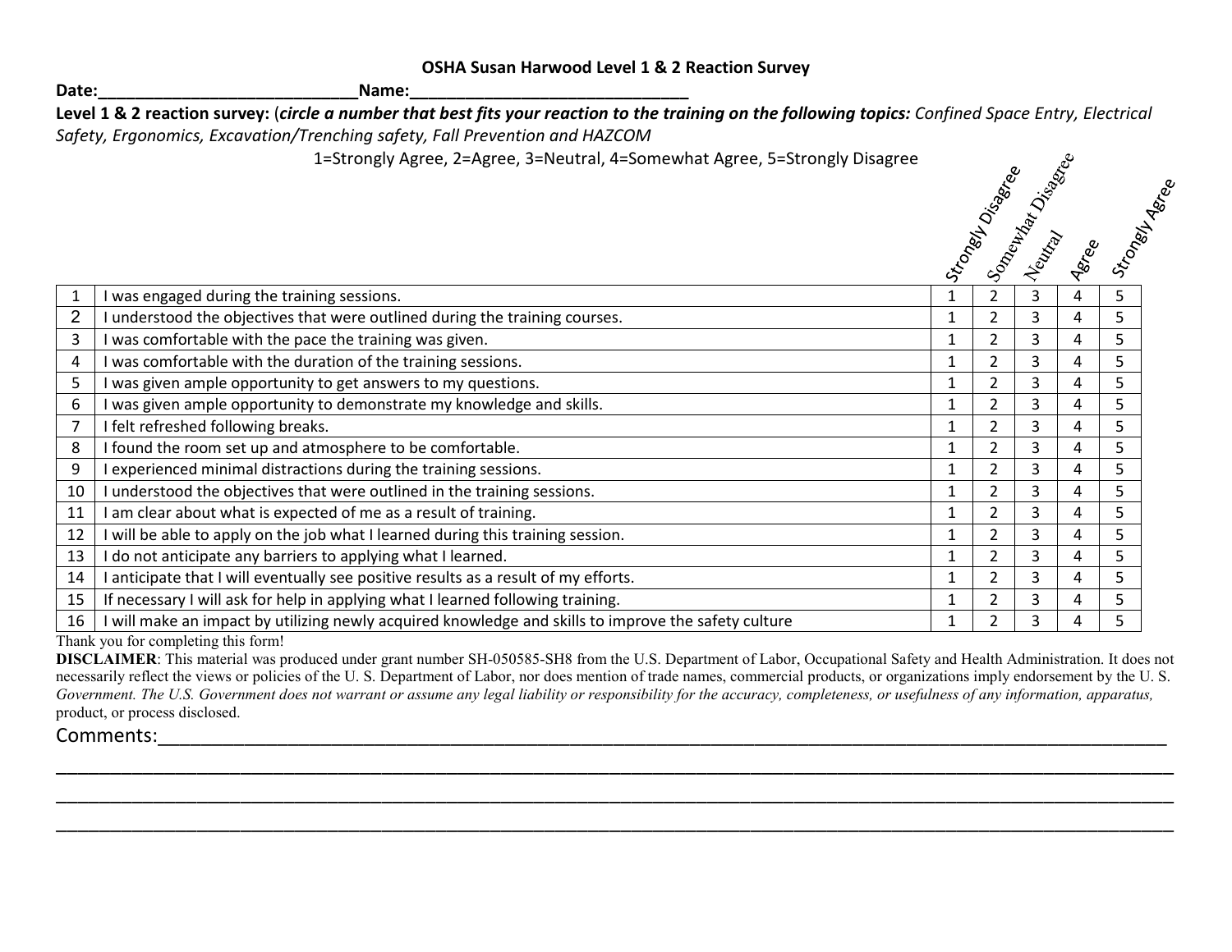**OSHA Susan Harwood Level 1 & 2 Reaction Survey**

**Date:**_____________________________**Name:**______________________________

**Level 1 & 2 reaction survey:** (***circle a number that best fits your reaction to the training on the following topics:*** *Confined Space Entry, Electrical Safety, Ergonomics, Excavation/Trenching safety, Fall Prevention and HAZCOM*

1=Strongly Agree, 2=Agree, 3=Neutral, 4=Somewhat Agree, 5=Strongly Disagree

| | | Strongly Disagree | Somewhat Disagree | Neutral | Agree | Strongly Agree |
|---|---|---|---|---|---|---|
| 1 | I was engaged during the training sessions. | 1 | 2 | 3 | 4 | 5 |
| 2 | I understood the objectives that were outlined during the training courses. | 1 | 2 | 3 | 4 | 5 |
| 3 | I was comfortable with the pace the training was given. | 1 | 2 | 3 | 4 | 5 |
| 4 | I was comfortable with the duration of the training sessions. | 1 | 2 | 3 | 4 | 5 |
| 5 | I was given ample opportunity to get answers to my questions. | 1 | 2 | 3 | 4 | 5 |
| 6 | I was given ample opportunity to demonstrate my knowledge and skills. | 1 | 2 | 3 | 4 | 5 |
| 7 | I felt refreshed following breaks. | 1 | 2 | 3 | 4 | 5 |
| 8 | I found the room set up and atmosphere to be comfortable. | 1 | 2 | 3 | 4 | 5 |
| 9 | I experienced minimal distractions during the training sessions. | 1 | 2 | 3 | 4 | 5 |
| 10 | I understood the objectives that were outlined in the training sessions. | 1 | 2 | 3 | 4 | 5 |
| 11 | I am clear about what is expected of me as a result of training. | 1 | 2 | 3 | 4 | 5 |
| 12 | I will be able to apply on the job what I learned during this training session. | 1 | 2 | 3 | 4 | 5 |
| 13 | I do not anticipate any barriers to applying what I learned. | 1 | 2 | 3 | 4 | 5 |
| 14 | I anticipate that I will eventually see positive results as a result of my efforts. | 1 | 2 | 3 | 4 | 5 |
| 15 | If necessary I will ask for help in applying what I learned following training. | 1 | 2 | 3 | 4 | 5 |
| 16 | I will make an impact by utilizing newly acquired knowledge and skills to improve the safety culture | 1 | 2 | 3 | 4 | 5 |

Thank you for completing this form!

**DISCLAIMER**: This material was produced under grant number SH-050585-SH8 from the U.S. Department of Labor, Occupational Safety and Health Administration. It does not necessarily reflect the views or policies of the U. S. Department of Labor, nor does mention of trade names, commercial products, or organizations imply endorsement by the U. S. *Government. The U.S. Government does not warrant or assume any legal liability or responsibility for the accuracy, completeness, or usefulness of any information, apparatus,* product, or process disclosed.

Comments:______________________________________________________________________________

________________________________________________________________________________________

________________________________________________________________________________________

________________________________________________________________________________________